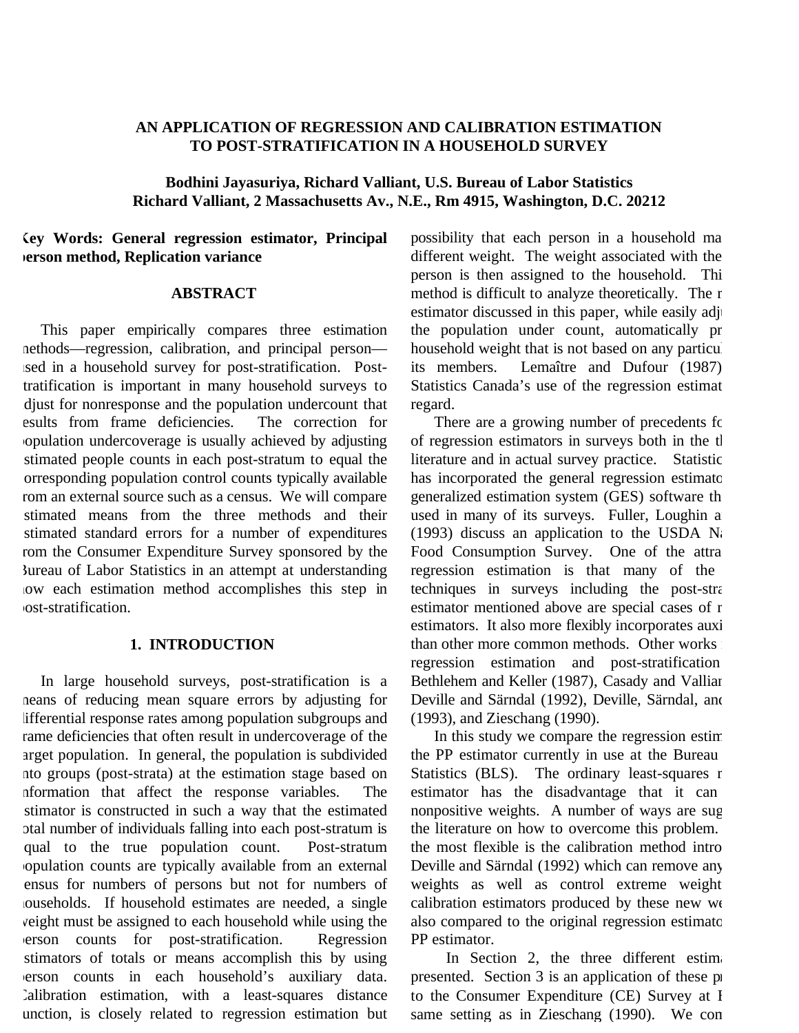# AN APPLICATION OF REGRESSION AND CALIBRATION ESTIMATION TO POST-STRATIFICATION IN A HOUSEHOLD SURVEY

**Bodhini Jayasuriya, Richard Valliant, U.S. Bureau of Labor Statistics**
**Richard Valliant, 2 Massachusetts Av., N.E., Rm 4915, Washington, D.C. 20212**

**Key Words: General regression estimator, Principal person method, Replication variance**

## ABSTRACT

This paper empirically compares three estimation methods—regression, calibration, and principal person—used in a household survey for post-stratification. Post-stratification is important in many household surveys to adjust for nonresponse and the population undercount that results from frame deficiencies. The correction for population undercoverage is usually achieved by adjusting estimated people counts in each post-stratum to equal the corresponding population control counts typically available from an external source such as a census. We will compare estimated means from the three methods and their estimated standard errors for a number of expenditures from the Consumer Expenditure Survey sponsored by the Bureau of Labor Statistics in an attempt at understanding how each estimation method accomplishes this step in post-stratification.

## 1. INTRODUCTION

In large household surveys, post-stratification is a means of reducing mean square errors by adjusting for differential response rates among population subgroups and frame deficiencies that often result in undercoverage of the target population. In general, the population is subdivided into groups (post-strata) at the estimation stage based on information that affect the response variables. The estimator is constructed in such a way that the estimated total number of individuals falling into each post-stratum is equal to the true population count. Post-stratum population counts are typically available from an external census for numbers of persons but not for numbers of households. If household estimates are needed, a single weight must be assigned to each household while using the person counts for post-stratification. Regression estimators of totals or means accomplish this by using person counts in each household's auxiliary data. Calibration estimation, with a least-squares distance function, is closely related to regression estimation but possibility that each person in a household ma different weight. The weight associated with the person is then assigned to the household. Thi method is difficult to analyze theoretically. The r estimator discussed in this paper, while easily adj the population under count, automatically pr household weight that is not based on any particu its members. Lemaître and Dufour (1987) Statistics Canada's use of the regression estimat regard.

There are a growing number of precedents fo of regression estimators in surveys both in the t literature and in actual survey practice. Statistic has incorporated the general regression estimato generalized estimation system (GES) software th used in many of its surveys. Fuller, Loughin a (1993) discuss an application to the USDA N Food Consumption Survey. One of the attra regression estimation is that many of the techniques in surveys including the post-stra estimator mentioned above are special cases of r estimators. It also more flexibly incorporates auxi than other more common methods. Other works regression estimation and post-stratification Bethlehem and Keller (1987), Casady and Vallia Deville and Särndal (1992), Deville, Särndal, and (1993), and Zieschang (1990).

In this study we compare the regression estim the PP estimator currently in use at the Bureau Statistics (BLS). The ordinary least-squares r estimator has the disadvantage that it can nonpositive weights. A number of ways are sug the literature on how to overcome this problem. the most flexible is the calibration method intro Deville and Särndal (1992) which can remove any weights as well as control extreme weight calibration estimators produced by these new we also compared to the original regression estimato PP estimator.

In Section 2, the three different estima presented. Section 3 is an application of these pr to the Consumer Expenditure (CE) Survey at B same setting as in Zieschang (1990). We con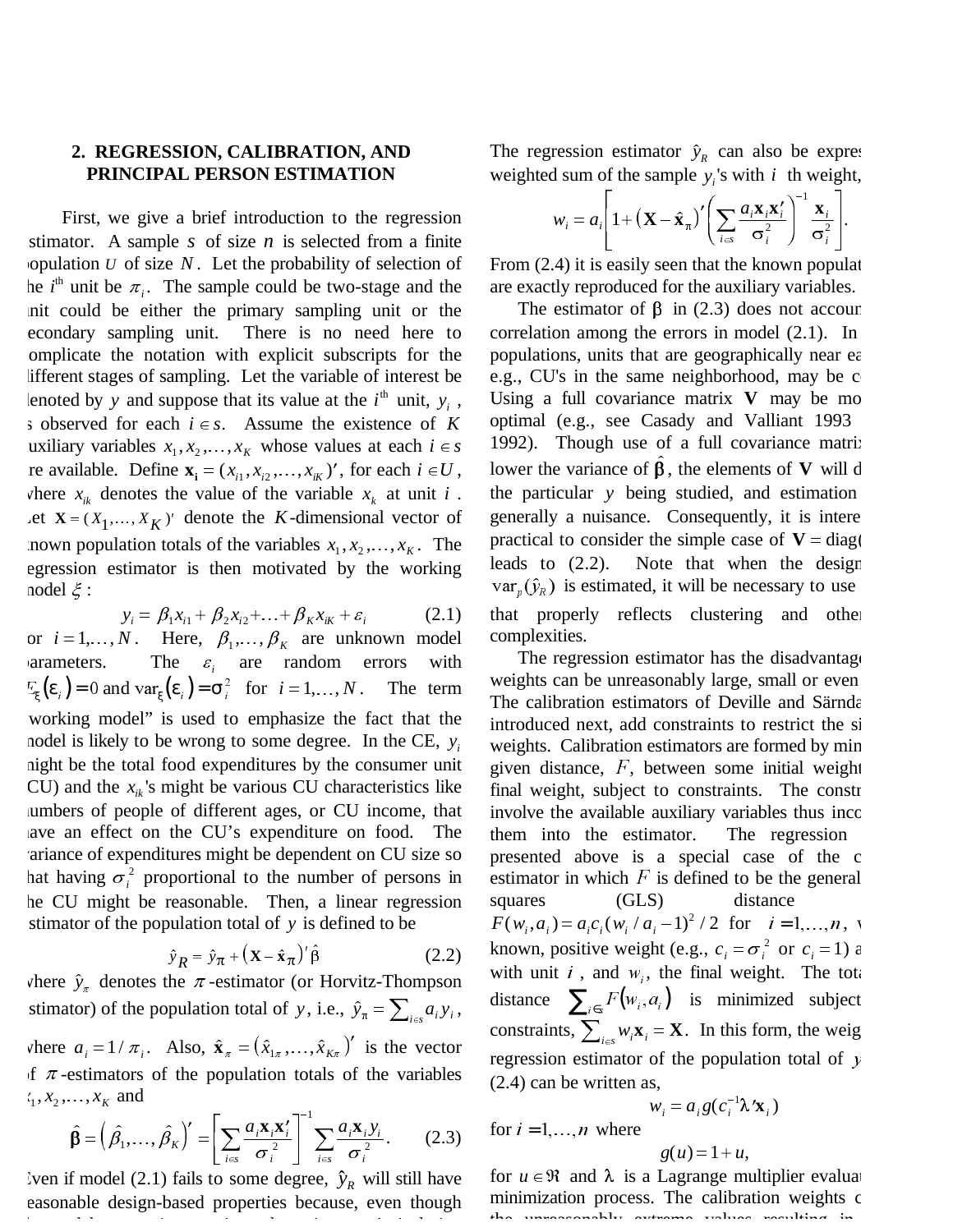## 2. REGRESSION, CALIBRATION, AND PRINCIPAL PERSON ESTIMATION

First, we give a brief introduction to the regression estimator. A sample $s$ of size $n$ is selected from a finite population $U$ of size $N$. Let the probability of selection of the $i^{\text{th}}$ unit be $\pi_i$. The sample could be two-stage and the unit could be either the primary sampling unit or the secondary sampling unit. There is no need here to complicate the notation with explicit subscripts for the different stages of sampling. Let the variable of interest be denoted by $y$ and suppose that its value at the $i^{\text{th}}$ unit, $y_i$, is observed for each $i \in s$. Assume the existence of $K$ auxiliary variables $x_1, x_2, \ldots, x_K$ whose values at each $i \in s$ are available. Define $\mathbf{x_i} = (x_{i1}, x_{i2}, \ldots, x_{iK})'$, for each $i \in U$, where $x_{ik}$ denotes the value of the variable $x_k$ at unit $i$. Let $\mathbf{X} = (X_1, \ldots, X_K)'$ denote the $K$-dimensional vector of known population totals of the variables $x_1, x_2, \ldots, x_K$. The regression estimator is then motivated by the working model $\xi$:

$$y_i = \beta_1 x_{i1} + \beta_2 x_{i2} + \ldots + \beta_K x_{iK} + \varepsilon_i \qquad (2.1)$$

for $i = 1, \ldots, N$. Here, $\beta_1, \ldots, \beta_K$ are unknown model parameters. The $\varepsilon_i$ are random errors with $E_\xi(\varepsilon_i) = 0$ and $\text{var}_\xi(\varepsilon_i) = \sigma_i^2$ for $i = 1, \ldots, N$. The term "working model" is used to emphasize the fact that the model is likely to be wrong to some degree. In the CE, $y_i$ might be the total food expenditures by the consumer unit (CU) and the $x_{ik}$'s might be various CU characteristics like numbers of people of different ages, or CU income, that have an effect on the CU's expenditure on food. The variance of expenditures might be dependent on CU size so that having $\sigma_i^2$ proportional to the number of persons in the CU might be reasonable. Then, a linear regression estimator of the population total of $y$ is defined to be

$$\hat{y}_R = \hat{y}_\pi + \left(\mathbf{X} - \hat{\mathbf{x}}_\pi\right)' \hat{\boldsymbol{\beta}} \qquad (2.2)$$

where $\hat{y}_\pi$ denotes the $\pi$-estimator (or Horvitz-Thompson estimator) of the population total of $y$, i.e., $\hat{y}_\pi = \sum_{i \in s} a_i y_i$, where $a_i = 1/\pi_i$. Also, $\hat{\mathbf{x}}_\pi = \left(\hat{x}_{1\pi}, \ldots, \hat{x}_{K\pi}\right)'$ is the vector of $\pi$-estimators of the population totals of the variables $x_1, x_2, \ldots, x_K$ and

$$\hat{\boldsymbol{\beta}} = \left(\hat{\beta}_1, \ldots, \hat{\beta}_K\right)' = \left[\sum_{i \in s} \frac{a_i \mathbf{x}_i \mathbf{x}_i'}{\sigma_i^2}\right]^{-1} \sum_{i \in s} \frac{a_i \mathbf{x}_i y_i}{\sigma_i^2}. \qquad (2.3)$$

Even if model (2.1) fails to some degree, $\hat{y}_R$ will still have reasonable design-based properties because, even though

The regression estimator $\hat{y}_R$ can also be expres weighted sum of the sample $y_i$'s with $i$ th weight,

$$w_i = a_i \left[1 + \left(\mathbf{X} - \hat{\mathbf{x}}_\pi\right)' \left(\sum_{i \in s} \frac{a_i \mathbf{x}_i \mathbf{x}_i'}{\sigma_i^2}\right)^{-1} \frac{\mathbf{x}_i}{\sigma_i^2}\right].$$

From (2.4) it is easily seen that the known populat are exactly reproduced for the auxiliary variables.

The estimator of $\boldsymbol{\beta}$ in (2.3) does not accoun correlation among the errors in model (2.1). In populations, units that are geographically near ea e.g., CU's in the same neighborhood, may be c Using a full covariance matrix $\mathbf{V}$ may be mo optimal (e.g., see Casady and Valliant 1993 1992). Though use of a full covariance matrix lower the variance of $\hat{\boldsymbol{\beta}}$, the elements of $\mathbf{V}$ will d the particular $y$ being studied, and estimation generally a nuisance. Consequently, it is intere practical to consider the simple case of $\mathbf{V} = \text{diag}($ leads to (2.2). Note that when the design $\text{var}_p(\hat{y}_R)$ is estimated, it will be necessary to use that properly reflects clustering and other complexities.

The regression estimator has the disadvantage weights can be unreasonably large, small or even The calibration estimators of Deville and Särnda introduced next, add constraints to restrict the si weights. Calibration estimators are formed by min given distance, $F$, between some initial weight final weight, subject to constraints. The constr involve the available auxiliary variables thus inco them into the estimator. The regression presented above is a special case of the c estimator in which $F$ is defined to be the general squares (GLS) distance $F(w_i, a_i) = a_i c_i (w_i / a_i - 1)^2 / 2$ for $i = 1, \ldots, n$, w known, positive weight (e.g., $c_i = \sigma_i^2$ or $c_i = 1$) a with unit $i$, and $w_i$, the final weight. The tota distance $\sum_{i \in s} F(w_i, a_i)$ is minimized subject constraints, $\sum_{i \in s} w_i \mathbf{x}_i = \mathbf{X}$. In this form, the weig regression estimator of the population total of $y$ (2.4) can be written as,

$$w_i = a_i g(c_i^{-1} \boldsymbol{\lambda}' \mathbf{x}_i)$$

for $i = 1, \ldots, n$ where

$$g(u) = 1 + u,$$

for $u \in \Re$ and $\boldsymbol{\lambda}$ is a Lagrange multiplier evaluat minimization process. The calibration weights c the unreasonably extreme values resulting in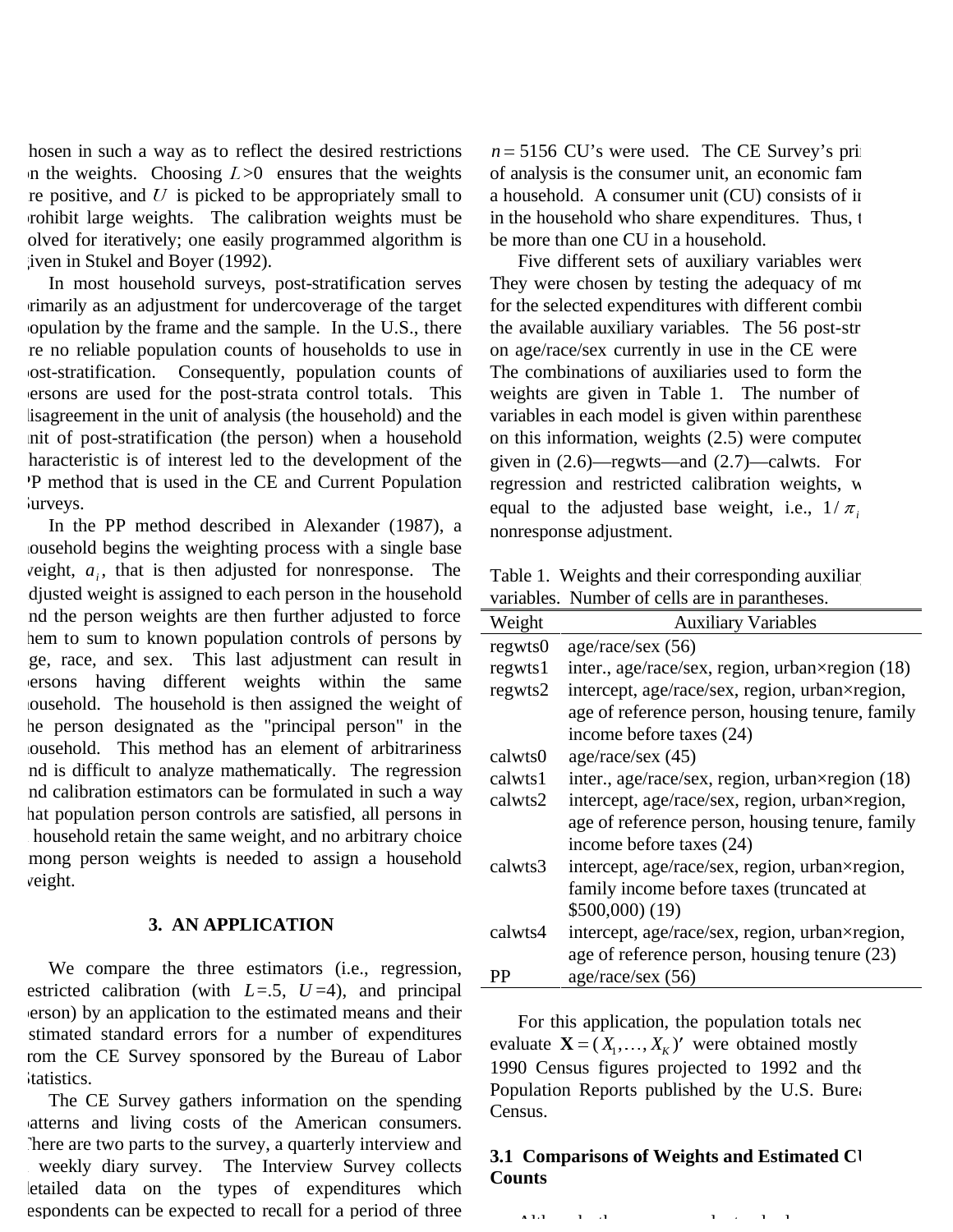hosen in such a way as to reflect the desired restrictions n the weights. Choosing $L$>0 ensures that the weights re positive, and $U$ is picked to be appropriately small to rohibit large weights. The calibration weights must be olved for iteratively; one easily programmed algorithm is iven in Stukel and Boyer (1992).

In most household surveys, post-stratification serves rimarily as an adjustment for undercoverage of the target opulation by the frame and the sample. In the U.S., there re no reliable population counts of households to use in ost-stratification. Consequently, population counts of ersons are used for the post-strata control totals. This isagreement in the unit of analysis (the household) and the nit of post-stratification (the person) when a household haracteristic is of interest led to the development of the P method that is used in the CE and Current Population urveys.

In the PP method described in Alexander (1987), a ousehold begins the weighting process with a single base eight, $a_i$, that is then adjusted for nonresponse. The djusted weight is assigned to each person in the household nd the person weights are then further adjusted to force hem to sum to known population controls of persons by ge, race, and sex. This last adjustment can result in ersons having different weights within the same ousehold. The household is then assigned the weight of he person designated as the "principal person" in the ousehold. This method has an element of arbitrariness nd is difficult to analyze mathematically. The regression nd calibration estimators can be formulated in such a way hat population person controls are satisfied, all persons in household retain the same weight, and no arbitrary choice mong person weights is needed to assign a household eight.

## 3. AN APPLICATION

We compare the three estimators (i.e., regression, estricted calibration (with $L$=.5, $U$=4), and principal erson) by an application to the estimated means and their stimated standard errors for a number of expenditures rom the CE Survey sponsored by the Bureau of Labor tatistics.

The CE Survey gathers information on the spending atterns and living costs of the American consumers. here are two parts to the survey, a quarterly interview and weekly diary survey. The Interview Survey collects etailed data on the types of expenditures which espondents can be expected to recall for a period of three

$n = 5156$ CU's were used. The CE Survey's pri of analysis is the consumer unit, an economic fam a household. A consumer unit (CU) consists of in in the household who share expenditures. Thus, t be more than one CU in a household.

Five different sets of auxiliary variables were They were chosen by testing the adequacy of mo for the selected expenditures with different combi the available auxiliary variables. The 56 post-str on age/race/sex currently in use in the CE were The combinations of auxiliaries used to form the weights are given in Table 1. The number of variables in each model is given within parenthese on this information, weights (2.5) were computed given in (2.6)—regwts—and (2.7)—calwts. For regression and restricted calibration weights, w equal to the adjusted base weight, i.e., $1/\pi_i$ nonresponse adjustment.

Table 1. Weights and their corresponding auxiliar variables. Number of cells are in parantheses.

| Weight | Auxiliary Variables |
|---|---|
| regwts0 | age/race/sex (56) |
| regwts1 | inter., age/race/sex, region, urban×region (18) |
| regwts2 | intercept, age/race/sex, region, urban×region, age of reference person, housing tenure, family income before taxes (24) |
| calwts0 | age/race/sex (45) |
| calwts1 | inter., age/race/sex, region, urban×region (18) |
| calwts2 | intercept, age/race/sex, region, urban×region, age of reference person, housing tenure, family income before taxes (24) |
| calwts3 | intercept, age/race/sex, region, urban×region, family income before taxes (truncated at $500,000) (19) |
| calwts4 | intercept, age/race/sex, region, urban×region, age of reference person, housing tenure (23) |
| PP | age/race/sex (56) |

For this application, the population totals nee evaluate $\mathbf{X} = (X_1, \ldots, X_K)'$ were obtained mostly 1990 Census figures projected to 1992 and the Population Reports published by the U.S. Burea Census.

### 3.1 Comparisons of Weights and Estimated CU Counts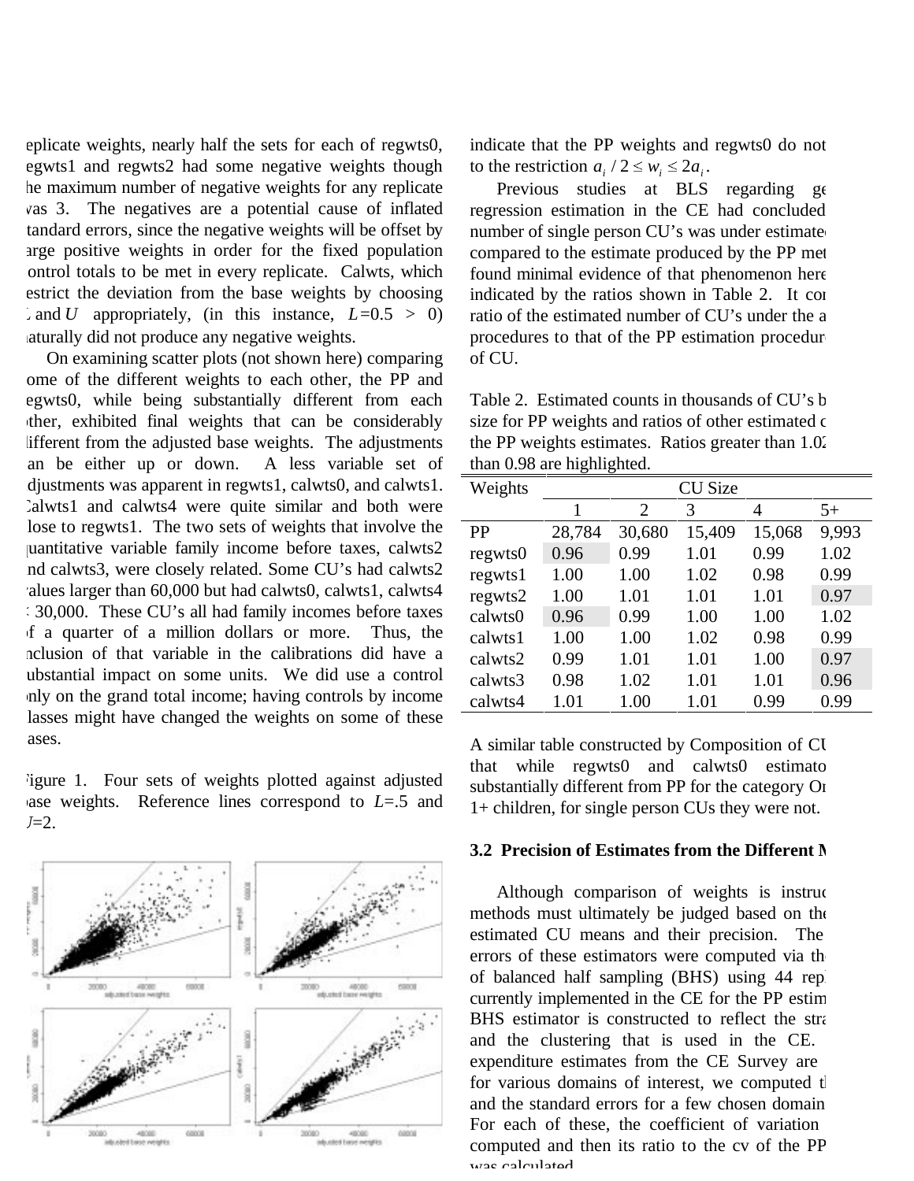eplicate weights, nearly half the sets for each of regwts0, egwts1 and regwts2 had some negative weights though he maximum number of negative weights for any replicate vas 3. The negatives are a potential cause of inflated tandard errors, since the negative weights will be offset by arge positive weights in order for the fixed population ontrol totals to be met in every replicate. Calwts, which estrict the deviation from the base weights by choosing and $U$ appropriately, (in this instance, $L$=0.5 > 0) aturally did not produce any negative weights.

On examining scatter plots (not shown here) comparing ome of the different weights to each other, the PP and egwts0, while being substantially different from each ther, exhibited final weights that can be considerably lifferent from the adjusted base weights. The adjustments an be either up or down. A less variable set of djustments was apparent in regwts1, calwts0, and calwts1. Calwts1 and calwts4 were quite similar and both were lose to regwts1. The two sets of weights that involve the uantitative variable family income before taxes, calwts2 nd calwts3, were closely related. Some CU's had calwts2 values larger than 60,000 but had calwts0, calwts1, calwts4 30,000. These CU's all had family incomes before taxes f a quarter of a million dollars or more. Thus, the nclusion of that variable in the calibrations did have a ubstantial impact on some units. We did use a control nly on the grand total income; having controls by income lasses might have changed the weights on some of these ases.

Figure 1. Four sets of weights plotted against adjusted base weights. Reference lines correspond to $L$=.5 and $U$=2.

indicate that the PP weights and regwts0 do not to the restriction $a_i/2 \le w_i \le 2a_i$.

Previous studies at BLS regarding ge regression estimation in the CE had concluded number of single person CU's was under estimated compared to the estimate produced by the PP met found minimal evidence of that phenomenon here indicated by the ratios shown in Table 2. It co ratio of the estimated number of CU's under the a procedures to that of the PP estimation procedur of CU.

Table 2. Estimated counts in thousands of CU's b size for PP weights and ratios of other estimated c the PP weights estimates. Ratios greater than 1.02 than 0.98 are highlighted.

| Weights | CU Size | | | | |
|---|---|---|---|---|---|
| | 1 | 2 | 3 | 4 | 5+ |
| PP | 28,784 | 30,680 | 15,409 | 15,068 | 9,993 |
| regwts0 | 0.96 | 0.99 | 1.01 | 0.99 | 1.02 |
| regwts1 | 1.00 | 1.00 | 1.02 | 0.98 | 0.99 |
| regwts2 | 1.00 | 1.01 | 1.01 | 1.01 | 0.97 |
| calwts0 | 0.96 | 0.99 | 1.00 | 1.00 | 1.02 |
| calwts1 | 1.00 | 1.00 | 1.02 | 0.98 | 0.99 |
| calwts2 | 0.99 | 1.01 | 1.01 | 1.00 | 0.97 |
| calwts3 | 0.98 | 1.02 | 1.01 | 1.01 | 0.96 |
| calwts4 | 1.01 | 1.00 | 1.01 | 0.99 | 0.99 |

A similar table constructed by Composition of CU that while regwts0 and calwts0 estimato substantially different from PP for the category On 1+ children, for single person CUs they were not.

### 3.2 Precision of Estimates from the Different M

Although comparison of weights is instruc methods must ultimately be judged based on the estimated CU means and their precision. The errors of these estimators were computed via th of balanced half sampling (BHS) using 44 rep currently implemented in the CE for the PP estim BHS estimator is constructed to reflect the stra and the clustering that is used in the CE. expenditure estimates from the CE Survey are for various domains of interest, we computed t and the standard errors for a few chosen domain For each of these, the coefficient of variation computed and then its ratio to the cv of the PP was calculated.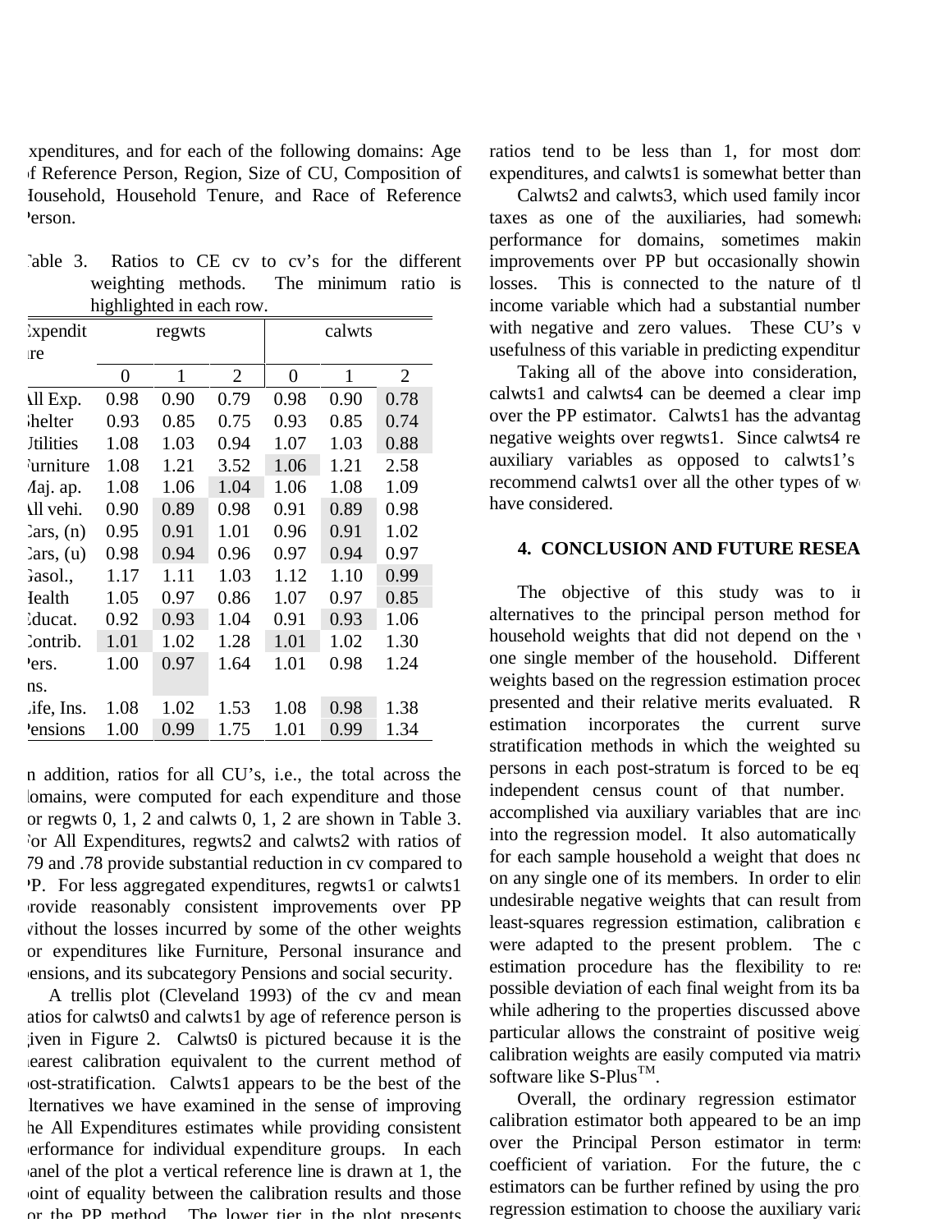expenditures, and for each of the following domains: Age of Reference Person, Region, Size of CU, Composition of Household, Household Tenure, and Race of Reference Person.

Table 3. Ratios to CE cv to cv's for the different weighting methods. The minimum ratio is highlighted in each row.

| Expenditure | regwts | | | calwts | | |
|---|---|---|---|---|---|---|
| | 0 | 1 | 2 | 0 | 1 | 2 |
| All Exp. | 0.98 | 0.90 | 0.79 | 0.98 | 0.90 | **0.78** |
| Shelter | 0.93 | 0.85 | 0.75 | 0.93 | 0.85 | **0.74** |
| Utilities | 1.08 | 1.03 | 0.94 | 1.07 | 1.03 | **0.88** |
| Furniture | 1.08 | 1.21 | 3.52 | **1.06** | 1.21 | 2.58 |
| Maj. ap. | 1.08 | 1.06 | **1.04** | 1.06 | 1.08 | 1.09 |
| All vehi. | 0.90 | **0.89** | 0.98 | 0.91 | **0.89** | 0.98 |
| Cars, (n) | 0.95 | **0.91** | 1.01 | 0.96 | **0.91** | 1.02 |
| Cars, (u) | 0.98 | **0.94** | 0.96 | 0.97 | **0.94** | 0.97 |
| Gasol., | 1.17 | 1.11 | 1.03 | 1.12 | 1.10 | **0.99** |
| Health | 1.05 | 0.97 | 0.86 | 1.07 | 0.97 | **0.85** |
| Educat. | 0.92 | **0.93** | 1.04 | 0.91 | **0.93** | 1.06 |
| Contrib. | **1.01** | 1.02 | 1.28 | **1.01** | 1.02 | 1.30 |
| Pers. Ins. | 1.00 | **0.97** | 1.64 | 1.01 | 0.98 | 1.24 |
| Life, Ins. | 1.08 | 1.02 | 1.53 | 1.08 | **0.98** | 1.38 |
| Pensions | 1.00 | **0.99** | 1.75 | 1.01 | **0.99** | 1.34 |

In addition, ratios for all CU's, i.e., the total across the domains, were computed for each expenditure and those for regwts 0, 1, 2 and calwts 0, 1, 2 are shown in Table 3. For All Expenditures, regwts2 and calwts2 with ratios of .79 and .78 provide substantial reduction in cv compared to PP. For less aggregated expenditures, regwts1 or calwts1 provide reasonably consistent improvements over PP without the losses incurred by some of the other weights for expenditures like Furniture, Personal insurance and pensions, and its subcategory Pensions and social security.

A trellis plot (Cleveland 1993) of the cv and mean ratios for calwts0 and calwts1 by age of reference person is given in Figure 2. Calwts0 is pictured because it is the nearest calibration equivalent to the current method of post-stratification. Calwts1 appears to be the best of the alternatives we have examined in the sense of improving the All Expenditures estimates while providing consistent performance for individual expenditure groups. In each panel of the plot a vertical reference line is drawn at 1, the point of equality between the calibration results and those for the PP method. The lower tier in the plot presents

ratios tend to be less than 1, for most dom expenditures, and calwts1 is somewhat better than

Calwts2 and calwts3, which used family incor taxes as one of the auxiliaries, had somewha performance for domains, sometimes makin improvements over PP but occasionally showin losses. This is connected to the nature of tl income variable which had a substantial number with negative and zero values. These CU's v usefulness of this variable in predicting expenditur

Taking all of the above into consideration, calwts1 and calwts4 can be deemed a clear imp over the PP estimator. Calwts1 has the advantag negative weights over regwts1. Since calwts4 re auxiliary variables as opposed to calwts1's recommend calwts1 over all the other types of w have considered.

## 4. CONCLUSION AND FUTURE RESEA

The objective of this study was to in alternatives to the principal person method for household weights that did not depend on the v one single member of the household. Different weights based on the regression estimation proced presented and their relative merits evaluated. R estimation incorporates the current surve stratification methods in which the weighted su persons in each post-stratum is forced to be eq independent census count of that number. accomplished via auxiliary variables that are inc into the regression model. It also automatically for each sample household a weight that does no on any single one of its members. In order to elin undesirable negative weights that can result from least-squares regression estimation, calibration e were adapted to the present problem. The c estimation procedure has the flexibility to re possible deviation of each final weight from its ba while adhering to the properties discussed above particular allows the constraint of positive weig calibration weights are easily computed via matrix software like S-Plus™.

Overall, the ordinary regression estimator calibration estimator both appeared to be an imp over the Principal Person estimator in terms coefficient of variation. For the future, the c estimators can be further refined by using the pro regression estimation to choose the auxiliary varia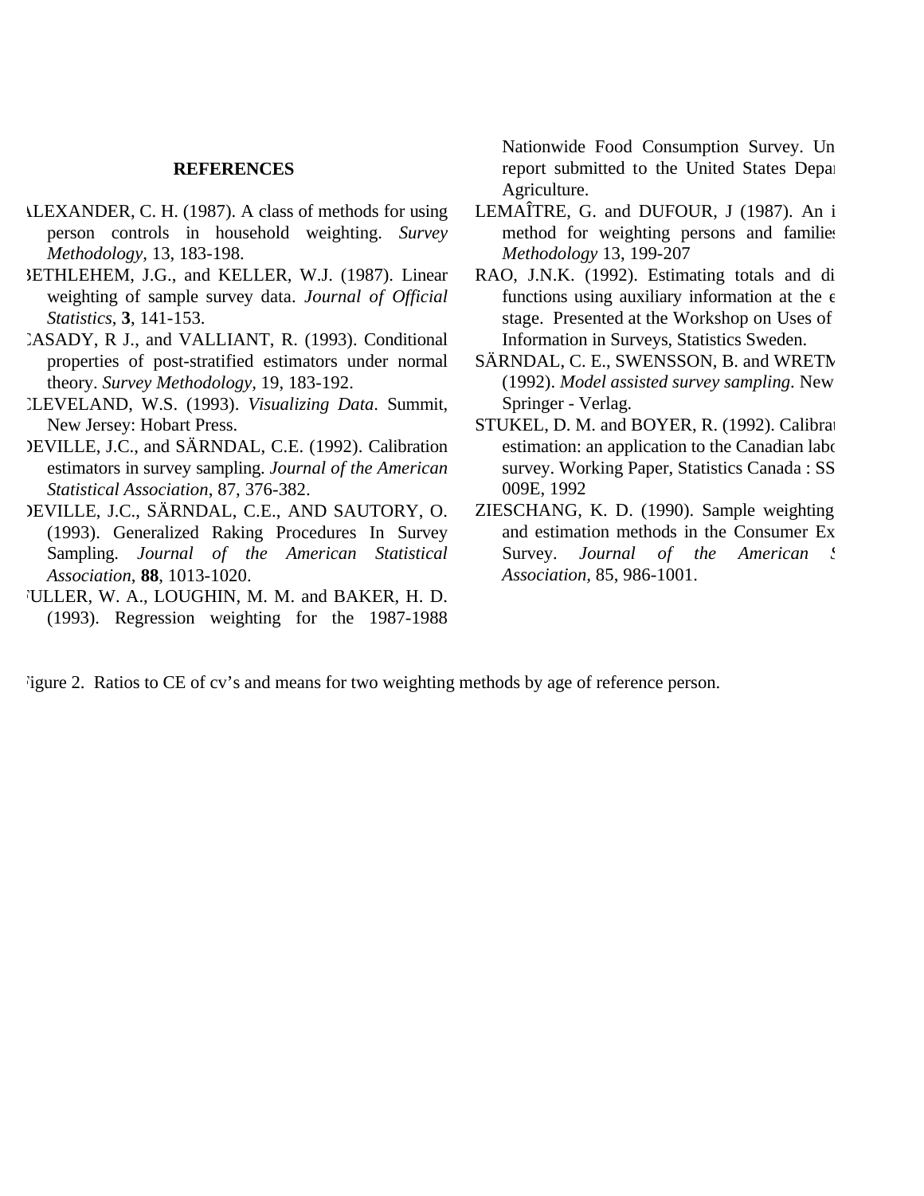## REFERENCES

ALEXANDER, C. H. (1987). A class of methods for using person controls in household weighting. *Survey Methodology*, 13, 183-198.

BETHLEHEM, J.G., and KELLER, W.J. (1987). Linear weighting of sample survey data. *Journal of Official Statistics*, **3**, 141-153.

CASADY, R J., and VALLIANT, R. (1993). Conditional properties of post-stratified estimators under normal theory. *Survey Methodology*, 19, 183-192.

CLEVELAND, W.S. (1993). *Visualizing Data*. Summit, New Jersey: Hobart Press.

DEVILLE, J.C., and SÄRNDAL, C.E. (1992). Calibration estimators in survey sampling. *Journal of the American Statistical Association*, 87, 376-382.

DEVILLE, J.C., SÄRNDAL, C.E., AND SAUTORY, O. (1993). Generalized Raking Procedures In Survey Sampling. *Journal of the American Statistical Association*, **88**, 1013-1020.

FULLER, W. A., LOUGHIN, M. M. and BAKER, H. D. (1993). Regression weighting for the 1987-1988 Nationwide Food Consumption Survey. Un report submitted to the United States Depar Agriculture.

LEMAÎTRE, G. and DUFOUR, J (1987). An i method for weighting persons and families *Methodology* 13, 199-207

RAO, J.N.K. (1992). Estimating totals and di functions using auxiliary information at the e stage. Presented at the Workshop on Uses of Information in Surveys, Statistics Sweden.

SÄRNDAL, C. E., SWENSSON, B. and WRETM (1992). *Model assisted survey sampling*. New Springer - Verlag.

STUKEL, D. M. and BOYER, R. (1992). Calibrat estimation: an application to the Canadian labo survey. Working Paper, Statistics Canada : SS 009E, 1992

ZIESCHANG, K. D. (1990). Sample weighting and estimation methods in the Consumer Ex Survey. *Journal of the American S Association*, 85, 986-1001.

Figure 2. Ratios to CE of cv's and means for two weighting methods by age of reference person.